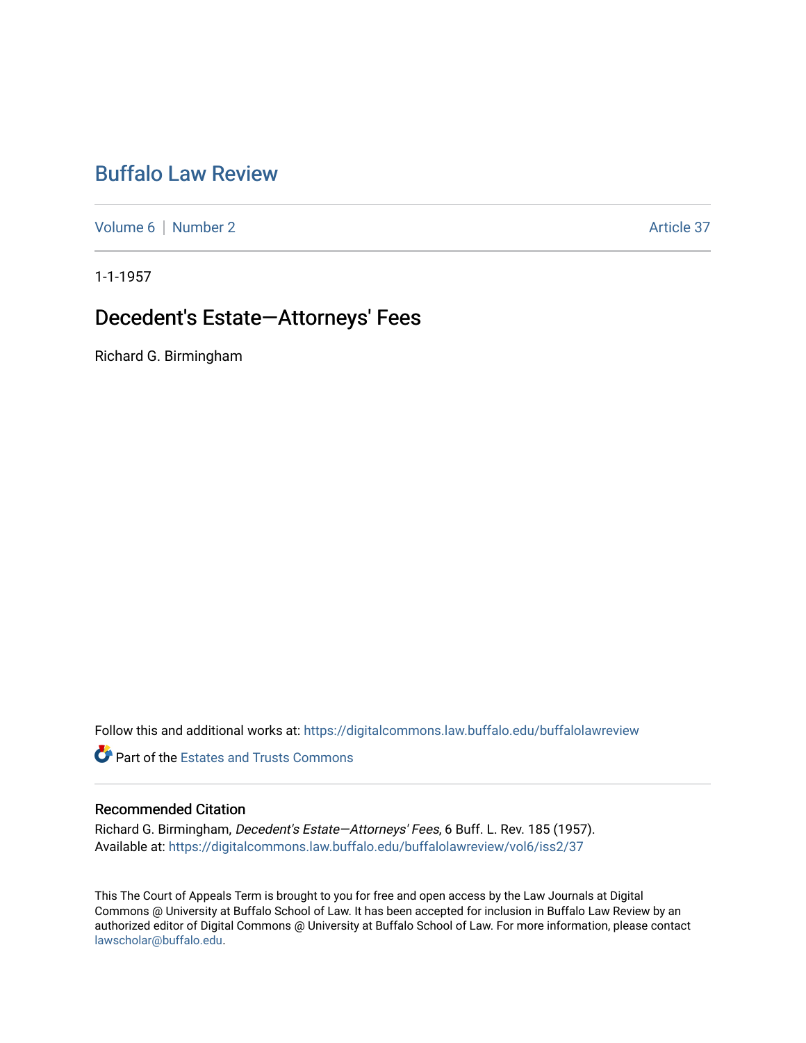# Buffalo Law Review

Volume 6 | Number 2 | Article 37

1-1-1957

## Decedent's Estate—Attorneys' Fees

Richard G. Birmingham

Follow this and additional works at: https://digitalcommons.law.buffalo.edu/buffalolawreview

Part of the Estates and Trusts Commons

### Recommended Citation

Richard G. Birmingham, *Decedent's Estate—Attorneys' Fees*, 6 Buff. L. Rev. 185 (1957).
Available at: https://digitalcommons.law.buffalo.edu/buffalolawreview/vol6/iss2/37

This The Court of Appeals Term is brought to you for free and open access by the Law Journals at Digital Commons @ University at Buffalo School of Law. It has been accepted for inclusion in Buffalo Law Review by an authorized editor of Digital Commons @ University at Buffalo School of Law. For more information, please contact lawscholar@buffalo.edu.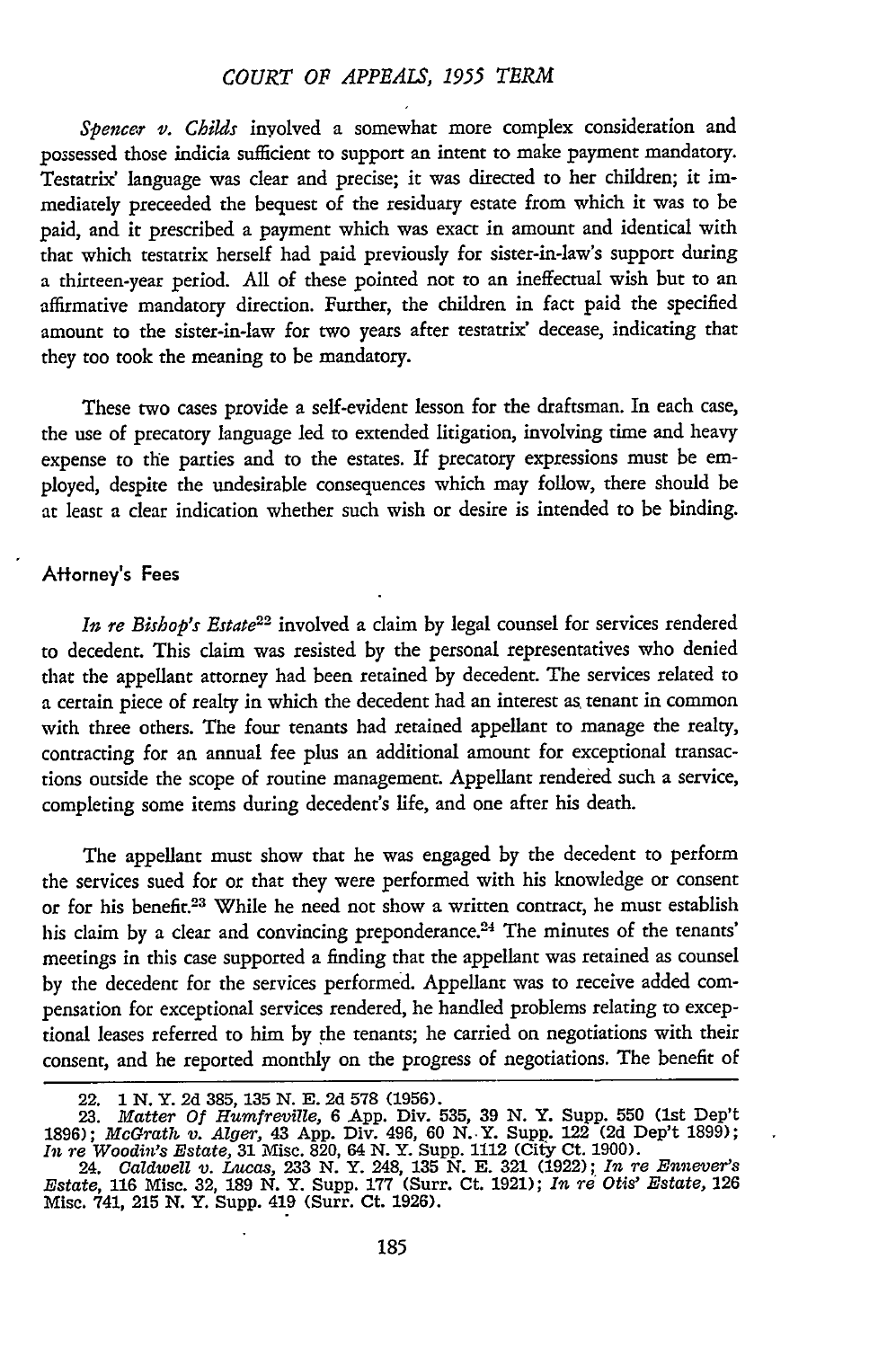*Spencer v. Childs* involved a somewhat more complex consideration and possessed those indicia sufficient to support an intent to make payment mandatory. Testatrix' language was clear and precise; it was directed to her children; it immediately preceeded the bequest of the residuary estate from which it was to be paid, and it prescribed a payment which was exact in amount and identical with that which testatrix herself had paid previously for sister-in-law's support during a thirteen-year period. All of these pointed not to an ineffectual wish but to an affirmative mandatory direction. Further, the children in fact paid the specified amount to the sister-in-law for two years after testatrix' decease, indicating that they too took the meaning to be mandatory.

These two cases provide a self-evident lesson for the draftsman. In each case, the use of precatory language led to extended litigation, involving time and heavy expense to the parties and to the estates. If precatory expressions must be employed, despite the undesirable consequences which may follow, there should be at least a clear indication whether such wish or desire is intended to be binding.

### Attorney's Fees

*In re Bishop's Estate*[22] involved a claim by legal counsel for services rendered to decedent. This claim was resisted by the personal representatives who denied that the appellant attorney had been retained by decedent. The services related to a certain piece of realty in which the decedent had an interest as tenant in common with three others. The four tenants had retained appellant to manage the realty, contracting for an annual fee plus an additional amount for exceptional transactions outside the scope of routine management. Appellant rendered such a service, completing some items during decedent's life, and one after his death.

The appellant must show that he was engaged by the decedent to perform the services sued for or that they were performed with his knowledge or consent or for his benefit.[23] While he need not show a written contract, he must establish his claim by a clear and convincing preponderance.[24] The minutes of the tenants' meetings in this case supported a finding that the appellant was retained as counsel by the decedent for the services performed. Appellant was to receive added compensation for exceptional services rendered, he handled problems relating to exceptional leases referred to him by the tenants; he carried on negotiations with their consent, and he reported monthly on the progress of negotiations. The benefit of

---

22. 1 N. Y. 2d 385, 135 N. E. 2d 578 (1956).
23. *Matter Of Humfreville*, 6 App. Div. 535, 39 N. Y. Supp. 550 (1st Dep't 1896); *McGrath v. Alger*, 43 App. Div. 496, 60 N. Y. Supp. 122 (2d Dep't 1899); *In re Woodin's Estate*, 31 Misc. 820, 64 N. Y. Supp. 1112 (City Ct. 1900).
24. *Caldwell v. Lucas*, 233 N. Y. 248, 135 N. E. 321 (1922); *In re Ennever's Estate*, 116 Misc. 32, 189 N. Y. Supp. 177 (Surr. Ct. 1921); *In re Otis' Estate*, 126 Misc. 741, 215 N. Y. Supp. 419 (Surr. Ct. 1926).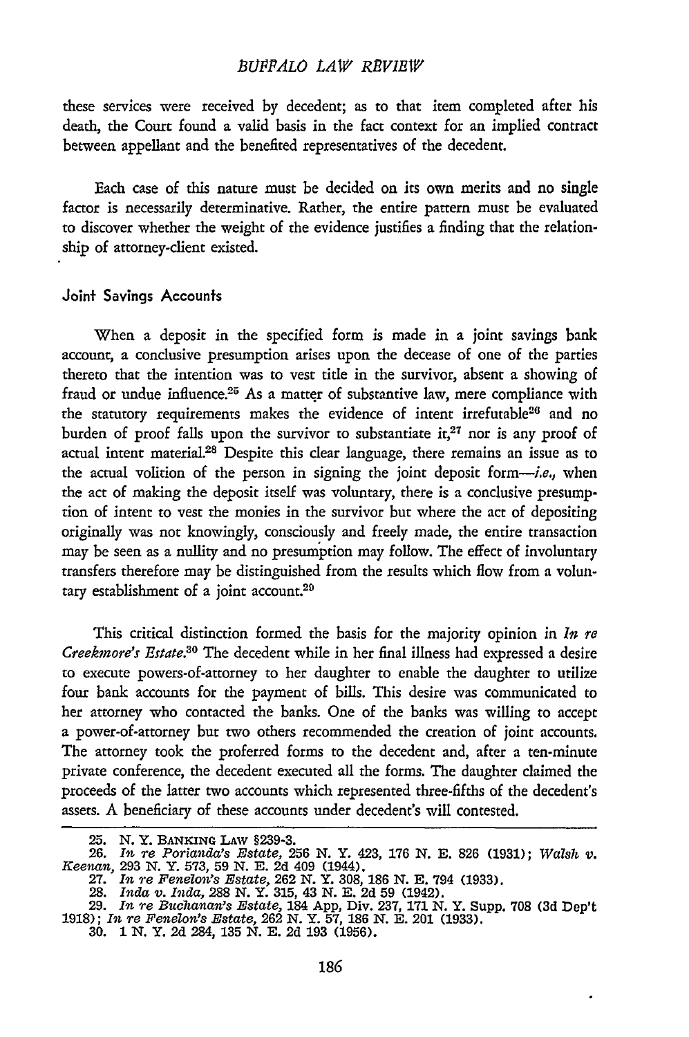these services were received by decedent; as to that item completed after his death, the Court found a valid basis in the fact context for an implied contract between appellant and the benefited representatives of the decedent.

Each case of this nature must be decided on its own merits and no single factor is necessarily determinative. Rather, the entire pattern must be evaluated to discover whether the weight of the evidence justifies a finding that the relationship of attorney-client existed.

### Joint Savings Accounts

When a deposit in the specified form is made in a joint savings bank account, a conclusive presumption arises upon the decease of one of the parties thereto that the intention was to vest title in the survivor, absent a showing of fraud or undue influence.[25] As a matter of substantive law, mere compliance with the statutory requirements makes the evidence of intent irrefutable[26] and no burden of proof falls upon the survivor to substantiate it,[27] nor is any proof of actual intent material.[28] Despite this clear language, there remains an issue as to the actual volition of the person in signing the joint deposit form—*i.e.,* when the act of making the deposit itself was voluntary, there is a conclusive presumption of intent to vest the monies in the survivor but where the act of depositing originally was not knowingly, consciously and freely made, the entire transaction may be seen as a nullity and no presumption may follow. The effect of involuntary transfers therefore may be distinguished from the results which flow from a voluntary establishment of a joint account.[29]

This critical distinction formed the basis for the majority opinion in *In re Creekmore's Estate.*[30] The decedent while in her final illness had expressed a desire to execute powers-of-attorney to her daughter to enable the daughter to utilize four bank accounts for the payment of bills. This desire was communicated to her attorney who contacted the banks. One of the banks was willing to accept a power-of-attorney but two others recommended the creation of joint accounts. The attorney took the proferred forms to the decedent and, after a ten-minute private conference, the decedent executed all the forms. The daughter claimed the proceeds of the latter two accounts which represented three-fifths of the decedent's assets. A beneficiary of these accounts under decedent's will contested.

---

25. N. Y. BANKING LAW §239-3.
26. *In re Porianda's Estate,* 256 N. Y. 423, 176 N. E. 826 (1931); *Walsh v. Keenan,* 293 N. Y. 573, 59 N. E. 2d 409 (1944).
27. *In re Fenelon's Estate,* 262 N. Y. 308, 186 N. E. 794 (1933).
28. *Inda v. Inda,* 288 N. Y. 315, 43 N. E. 2d 59 (1942).
29. *In re Buchanan's Estate,* 184 App, Div. 237, 171 N. Y. Supp. 708 (3d Dep't 1918); *In re Fenelon's Estate,* 262 N. Y. 57, 186 N. E. 201 (1933).
30. 1 N. Y. 2d 284, 135 N. E. 2d 193 (1956).